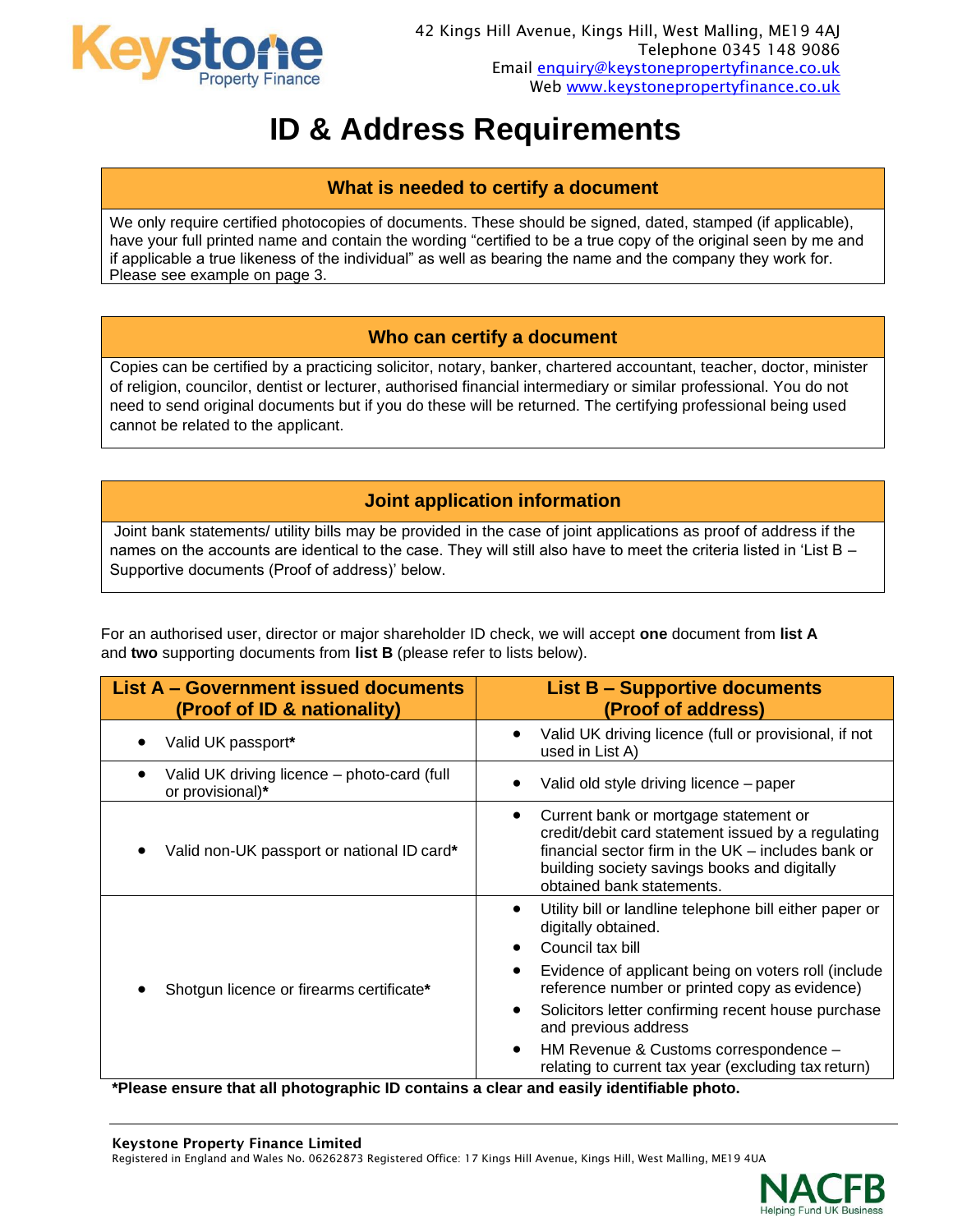Keystone Property Finance

42 Kings Hill Avenue, Kings Hill, West Malling, ME19 4AJ
Telephone 0345 148 9086
Email enquiry@keystonepropertyfinance.co.uk
Web www.keystonepropertyfinance.co.uk

# ID & Address Requirements

## What is needed to certify a document

We only require certified photocopies of documents. These should be signed, dated, stamped (if applicable), have your full printed name and contain the wording "certified to be a true copy of the original seen by me and if applicable a true likeness of the individual" as well as bearing the name and the company they work for. Please see example on page 3.

## Who can certify a document

Copies can be certified by a practicing solicitor, notary, banker, chartered accountant, teacher, doctor, minister of religion, councilor, dentist or lecturer, authorised financial intermediary or similar professional. You do not need to send original documents but if you do these will be returned. The certifying professional being used cannot be related to the applicant.

## Joint application information

Joint bank statements/ utility bills may be provided in the case of joint applications as proof of address if the names on the accounts are identical to the case. They will still also have to meet the criteria listed in 'List B – Supportive documents (Proof of address)' below.

For an authorised user, director or major shareholder ID check, we will accept **one** document from **list A** and **two** supporting documents from **list B** (please refer to lists below).

| List A – Government issued documents (Proof of ID & nationality) | List B – Supportive documents (Proof of address) |
|---|---|
| • Valid UK passport* | • Valid UK driving licence (full or provisional, if not used in List A) |
| • Valid UK driving licence – photo-card (full or provisional)* | • Valid old style driving licence – paper |
| • Valid non-UK passport or national ID card* | • Current bank or mortgage statement or credit/debit card statement issued by a regulating financial sector firm in the UK – includes bank or building society savings books and digitally obtained bank statements. |
| • Shotgun licence or firearms certificate* | • Utility bill or landline telephone bill either paper or digitally obtained.<br>• Council tax bill<br>• Evidence of applicant being on voters roll (include reference number or printed copy as evidence)<br>• Solicitors letter confirming recent house purchase and previous address<br>• HM Revenue & Customs correspondence – relating to current tax year (excluding tax return) |

***Please ensure that all photographic ID contains a clear and easily identifiable photo.**

**Keystone Property Finance Limited**
Registered in England and Wales No. 06262873 Registered Office: 17 Kings Hill Avenue, Kings Hill, West Malling, ME19 4UA

NACFB Helping Fund UK Business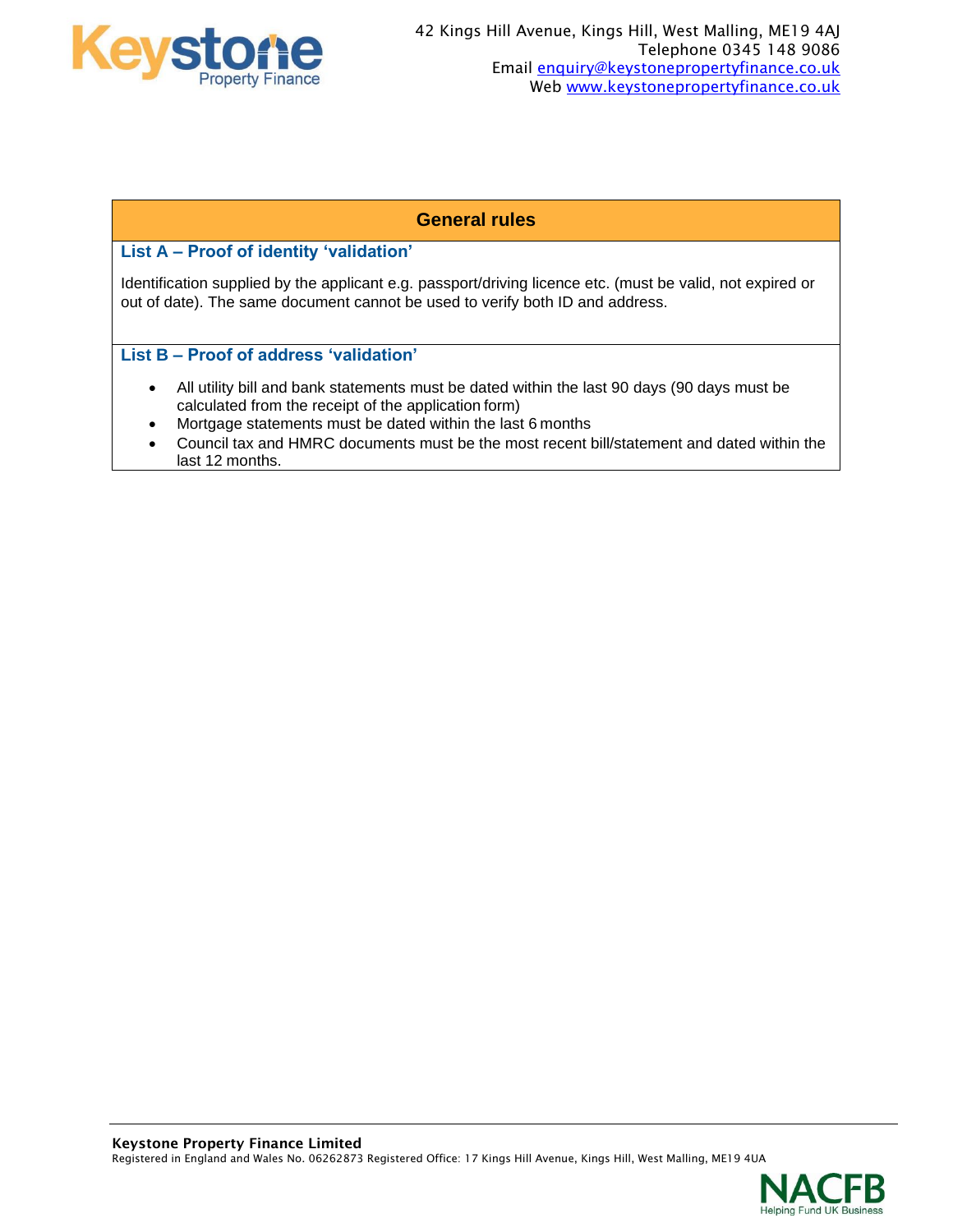## General rules

### List A – Proof of identity 'validation'

Identification supplied by the applicant e.g. passport/driving licence etc. (must be valid, not expired or out of date). The same document cannot be used to verify both ID and address.

### List B – Proof of address 'validation'

- All utility bill and bank statements must be dated within the last 90 days (90 days must be calculated from the receipt of the application form)
- Mortgage statements must be dated within the last 6 months
- Council tax and HMRC documents must be the most recent bill/statement and dated within the last 12 months.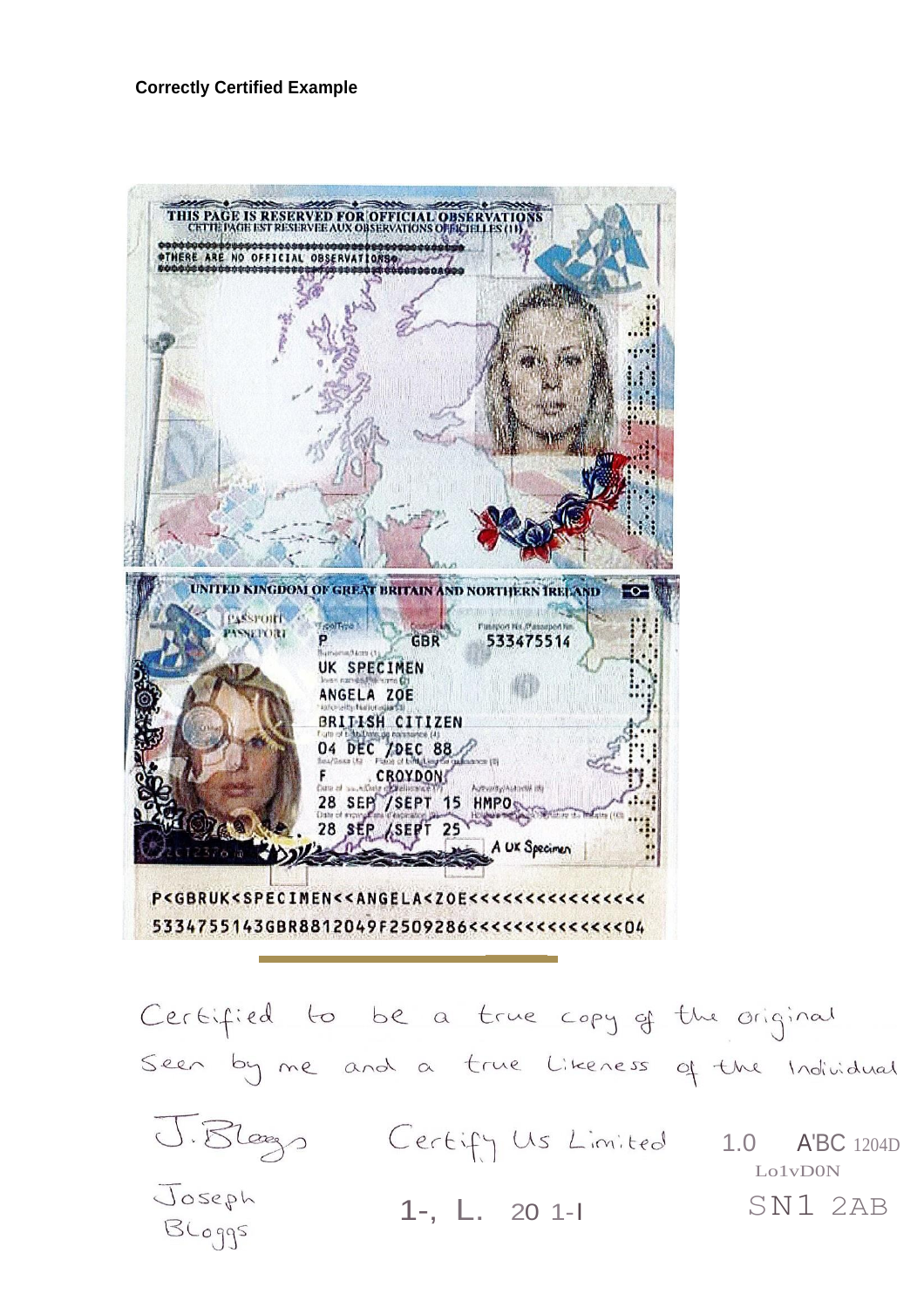**Correctly Certified Example**

Certified to be a true copy of the original

Seen by me and a true Likeness of the Individual

J. Bloggs

Certify Us Limited

1.0 A'BC 1204D

Lo1vD0N

SN1 2AB

Joseph Bloggs

1-, L. 20 1-l